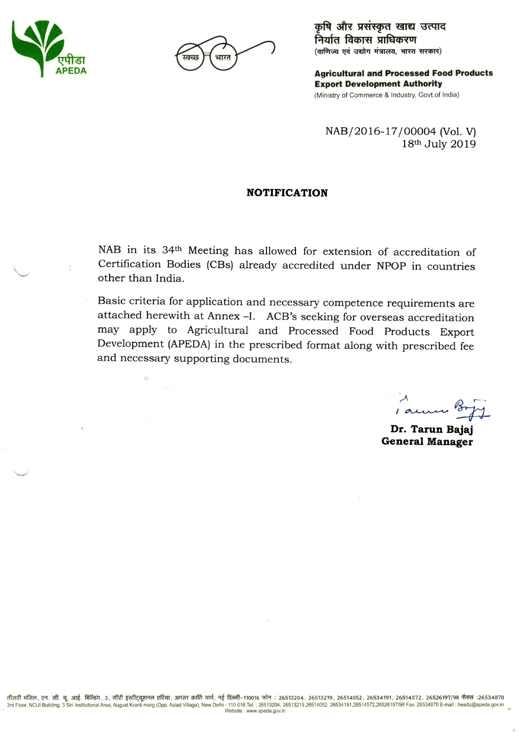कृषि और प्रसंस्कृत खाद्य उत्पाद निर्यात विकास प्राधिकरण
(वाणिज्य एवं उद्योग मंत्रालय, भारत सरकार)

**Agricultural and Processed Food Products Export Development Authority**
(Ministry of Commerce & Industry, Govt.of India)

NAB/2016-17/00004 (Vol. V)
18th July 2019

## NOTIFICATION

NAB in its 34th Meeting has allowed for extension of accreditation of Certification Bodies (CBs) already accredited under NPOP in countries other than India.

Basic criteria for application and necessary competence requirements are attached herewith at Annex –I. ACB's seeking for overseas accreditation may apply to Agricultural and Processed Food Products Export Development (APEDA) in the prescribed format along with prescribed fee and necessary supporting documents.

**Dr. Tarun Bajaj**
**General Manager**

तीसरी मंजिल, एन. सी. यू. आई. बिल्डिंग, 3, सीरी इंस्टीट्यूशनल एरिया, अगस्त क्रांति मार्ग, नई दिल्ली–110016 फोन : 26513204, 26513219, 26514052, 26534191, 26514572, 26526197/98 फैक्स :26534870
3rd Floor, NCUI Building, 3 Siri Institutional Area, August Kranti marg (Opp. Asiad Village), New Delhi - 110 016 Tel. : 26513204, 26513219,26514052, 26534191,26514572,26526197/98 Fax: 26534870 E-mail : headq@apeda.gov.in
Website : www.apeda.gov.in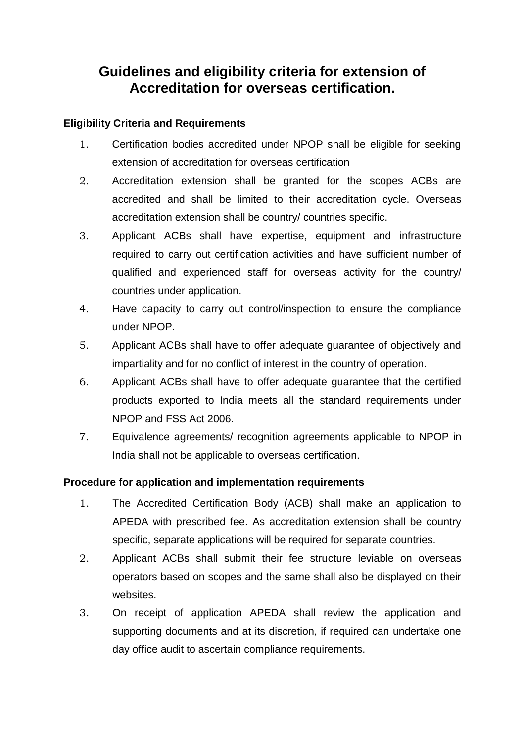# Guidelines and eligibility criteria for extension of Accreditation for overseas certification.

**Eligibility Criteria and Requirements**

1. Certification bodies accredited under NPOP shall be eligible for seeking extension of accreditation for overseas certification
2. Accreditation extension shall be granted for the scopes ACBs are accredited and shall be limited to their accreditation cycle. Overseas accreditation extension shall be country/ countries specific.
3. Applicant ACBs shall have expertise, equipment and infrastructure required to carry out certification activities and have sufficient number of qualified and experienced staff for overseas activity for the country/ countries under application.
4. Have capacity to carry out control/inspection to ensure the compliance under NPOP.
5. Applicant ACBs shall have to offer adequate guarantee of objectively and impartiality and for no conflict of interest in the country of operation.
6. Applicant ACBs shall have to offer adequate guarantee that the certified products exported to India meets all the standard requirements under NPOP and FSS Act 2006.
7. Equivalence agreements/ recognition agreements applicable to NPOP in India shall not be applicable to overseas certification.

**Procedure for application and implementation requirements**

1. The Accredited Certification Body (ACB) shall make an application to APEDA with prescribed fee. As accreditation extension shall be country specific, separate applications will be required for separate countries.
2. Applicant ACBs shall submit their fee structure leviable on overseas operators based on scopes and the same shall also be displayed on their websites.
3. On receipt of application APEDA shall review the application and supporting documents and at its discretion, if required can undertake one day office audit to ascertain compliance requirements.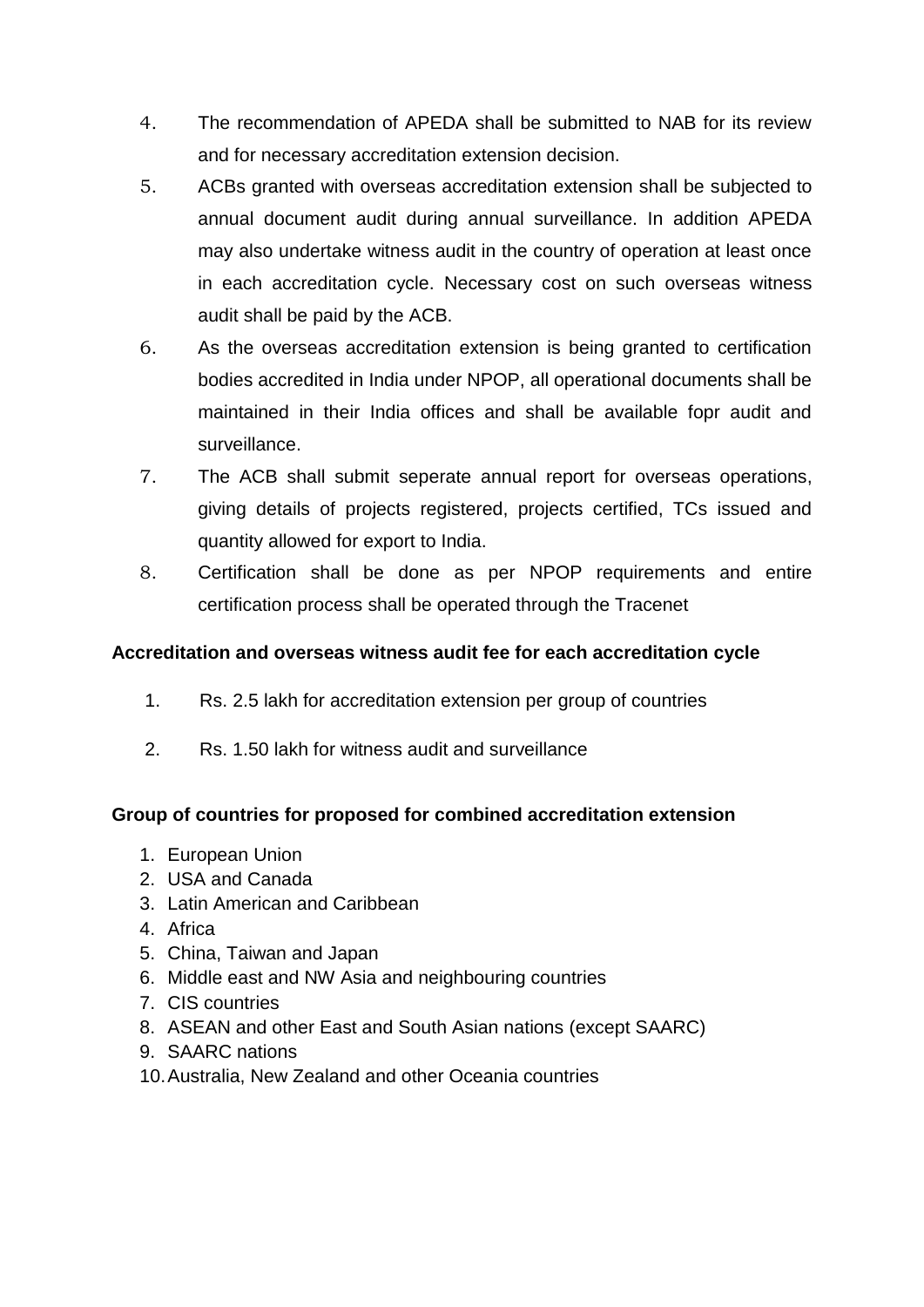4. The recommendation of APEDA shall be submitted to NAB for its review and for necessary accreditation extension decision.
5. ACBs granted with overseas accreditation extension shall be subjected to annual document audit during annual surveillance. In addition APEDA may also undertake witness audit in the country of operation at least once in each accreditation cycle. Necessary cost on such overseas witness audit shall be paid by the ACB.
6. As the overseas accreditation extension is being granted to certification bodies accredited in India under NPOP, all operational documents shall be maintained in their India offices and shall be available fopr audit and surveillance.
7. The ACB shall submit seperate annual report for overseas operations, giving details of projects registered, projects certified, TCs issued and quantity allowed for export to India.
8. Certification shall be done as per NPOP requirements and entire certification process shall be operated through the Tracenet

**Accreditation and overseas witness audit fee for each accreditation cycle**

1. Rs. 2.5 lakh for accreditation extension per group of countries
2. Rs. 1.50 lakh for witness audit and surveillance

**Group of countries for proposed for combined accreditation extension**

1. European Union
2. USA and Canada
3. Latin American and Caribbean
4. Africa
5. China, Taiwan and Japan
6. Middle east and NW Asia and neighbouring countries
7. CIS countries
8. ASEAN and other East and South Asian nations (except SAARC)
9. SAARC nations
10. Australia, New Zealand and other Oceania countries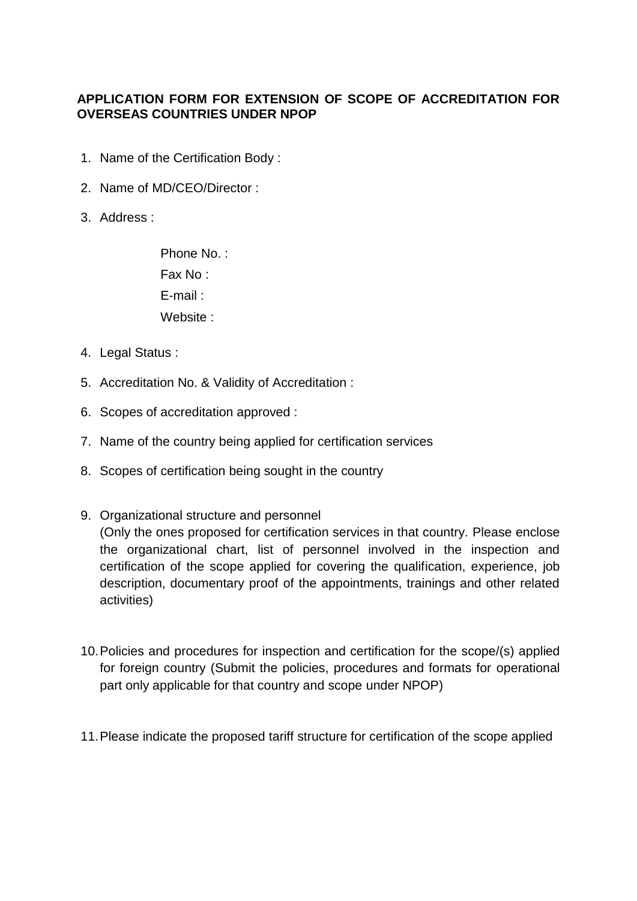**APPLICATION FORM FOR EXTENSION OF SCOPE OF ACCREDITATION FOR OVERSEAS COUNTRIES UNDER NPOP**

1. Name of the Certification Body :
2. Name of MD/CEO/Director :
3. Address :

   Phone No. :
   Fax No :
   E-mail :
   Website :

4. Legal Status :
5. Accreditation No. & Validity of Accreditation :
6. Scopes of accreditation approved :
7. Name of the country being applied for certification services
8. Scopes of certification being sought in the country
9. Organizational structure and personnel
   (Only the ones proposed for certification services in that country. Please enclose the organizational chart, list of personnel involved in the inspection and certification of the scope applied for covering the qualification, experience, job description, documentary proof of the appointments, trainings and other related activities)
10. Policies and procedures for inspection and certification for the scope/(s) applied for foreign country (Submit the policies, procedures and formats for operational part only applicable for that country and scope under NPOP)
11. Please indicate the proposed tariff structure for certification of the scope applied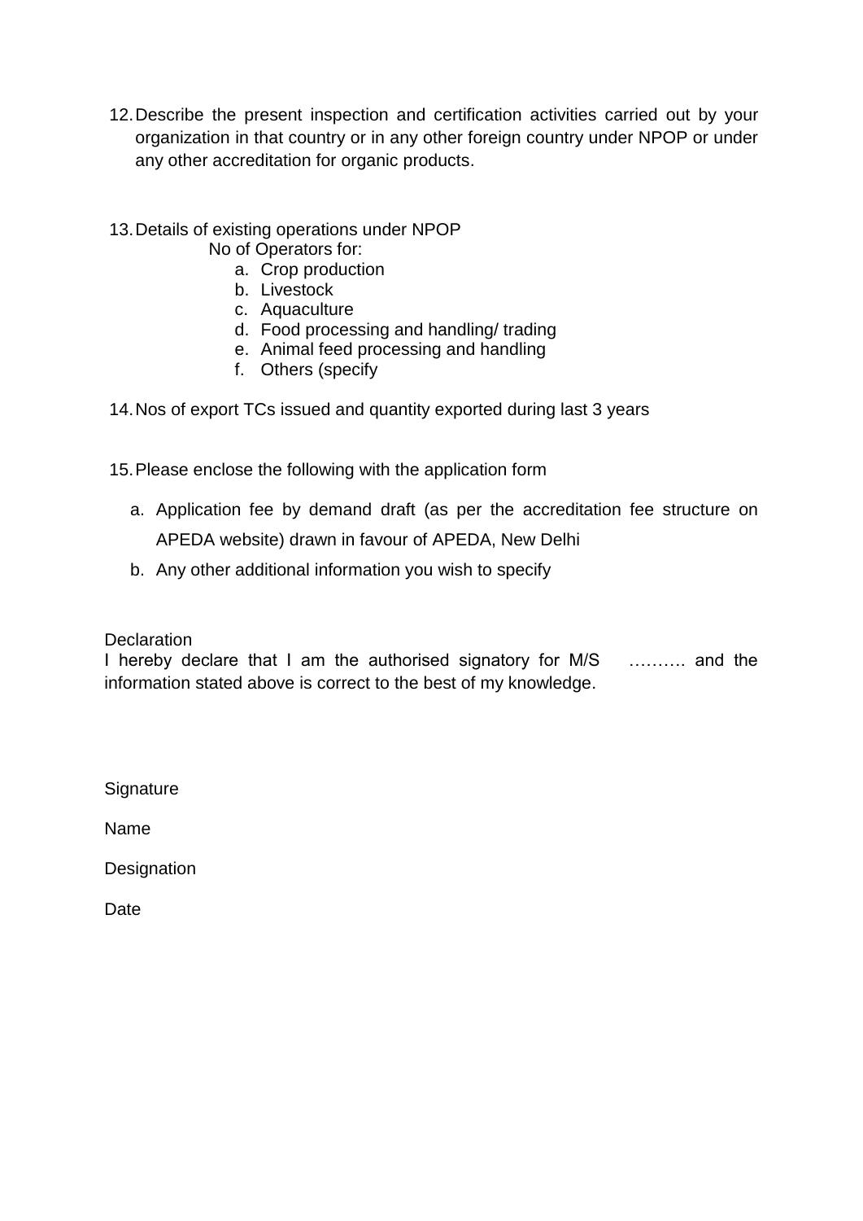12. Describe the present inspection and certification activities carried out by your organization in that country or in any other foreign country under NPOP or under any other accreditation for organic products.

13. Details of existing operations under NPOP

    No of Operators for:

    a. Crop production
    b. Livestock
    c. Aquaculture
    d. Food processing and handling/ trading
    e. Animal feed processing and handling
    f. Others (specify

14. Nos of export TCs issued and quantity exported during last 3 years

15. Please enclose the following with the application form

    a. Application fee by demand draft (as per the accreditation fee structure on APEDA website) drawn in favour of APEDA, New Delhi
    b. Any other additional information you wish to specify

Declaration

I hereby declare that I am the authorised signatory for M/S ………. and the information stated above is correct to the best of my knowledge.

Signature

Name

Designation

Date